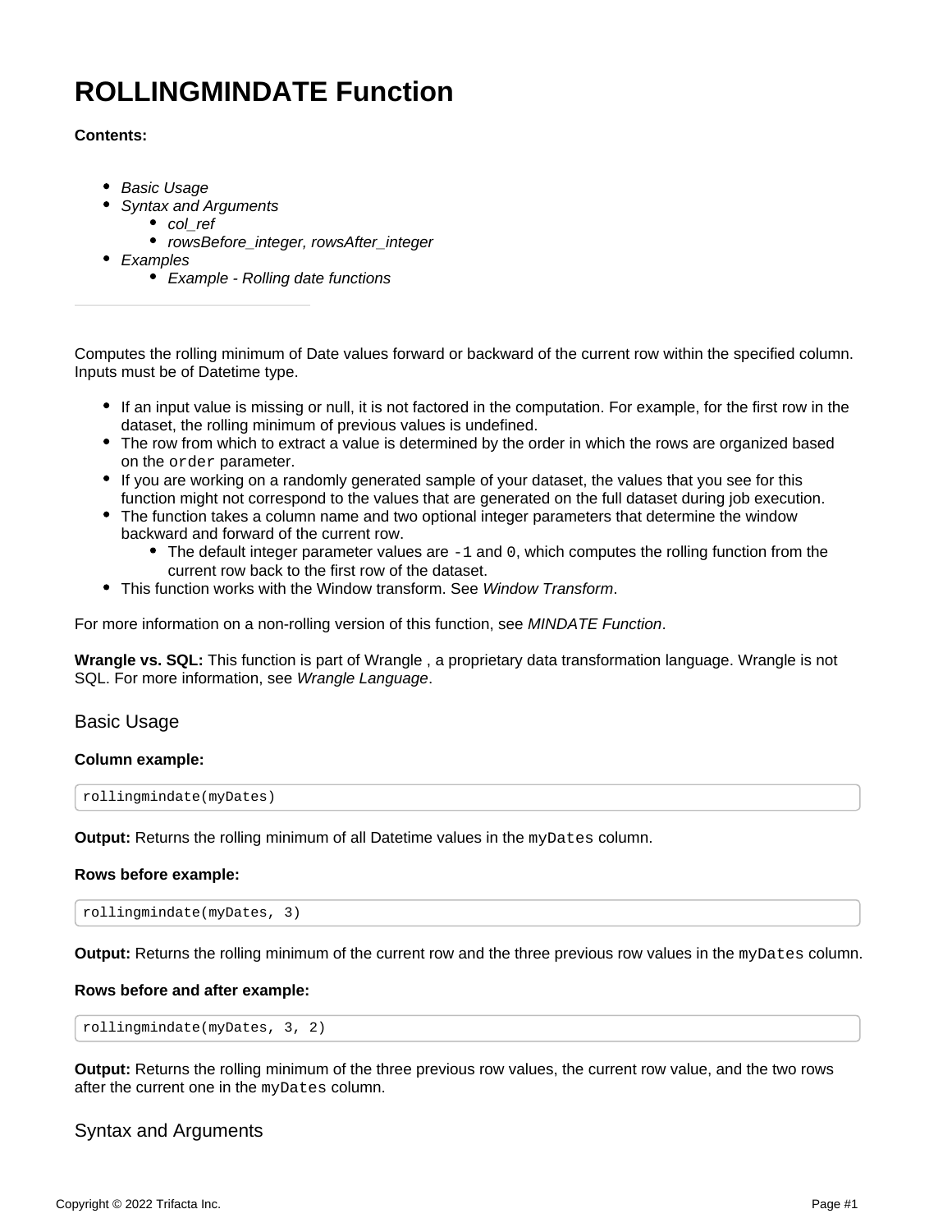# ROLLINGMINDATE Function

**Contents:**

- *Basic Usage*
- *Syntax and Arguments*
  - *col_ref*
  - *rowsBefore_integer, rowsAfter_integer*
- *Examples*
  - *Example - Rolling date functions*

---

Computes the rolling minimum of Date values forward or backward of the current row within the specified column. Inputs must be of Datetime type.

- If an input value is missing or null, it is not factored in the computation. For example, for the first row in the dataset, the rolling minimum of previous values is undefined.
- The row from which to extract a value is determined by the order in which the rows are organized based on the `order` parameter.
- If you are working on a randomly generated sample of your dataset, the values that you see for this function might not correspond to the values that are generated on the full dataset during job execution.
- The function takes a column name and two optional integer parameters that determine the window backward and forward of the current row.
  - The default integer parameter values are `-1` and `0`, which computes the rolling function from the current row back to the first row of the dataset.
- This function works with the Window transform. See *Window Transform*.

For more information on a non-rolling version of this function, see *MINDATE Function*.

**Wrangle vs. SQL:** This function is part of Wrangle , a proprietary data transformation language. Wrangle is not SQL. For more information, see *Wrangle Language*.

## Basic Usage

**Column example:**

```
rollingmindate(myDates)
```

**Output:** Returns the rolling minimum of all Datetime values in the `myDates` column.

**Rows before example:**

```
rollingmindate(myDates, 3)
```

**Output:** Returns the rolling minimum of the current row and the three previous row values in the `myDates` column.

**Rows before and after example:**

```
rollingmindate(myDates, 3, 2)
```

**Output:** Returns the rolling minimum of the three previous row values, the current row value, and the two rows after the current one in the `myDates` column.

## Syntax and Arguments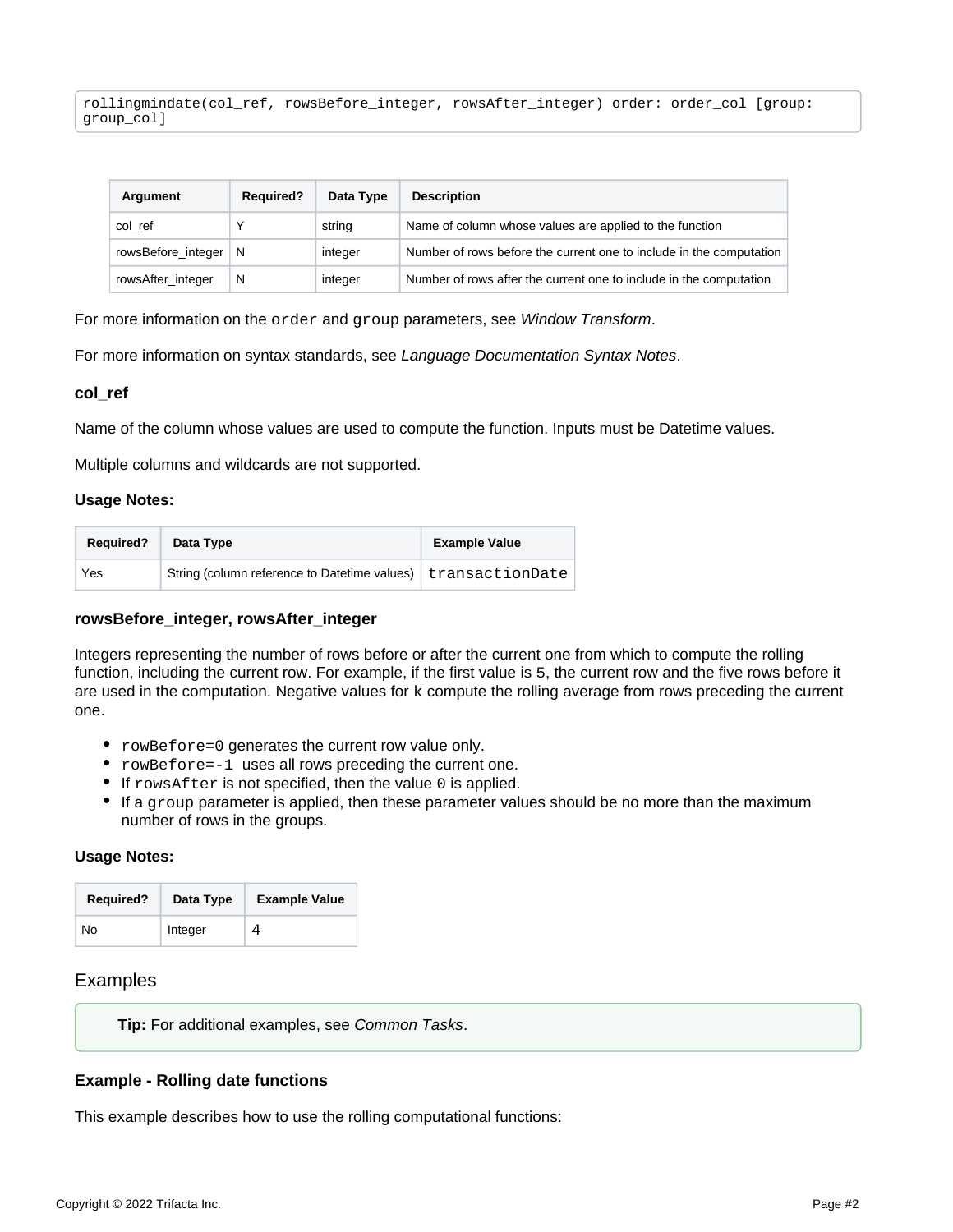```
rollingmindate(col_ref, rowsBefore_integer, rowsAfter_integer) order: order_col [group:
group_col]
```

| Argument | Required? | Data Type | Description |
| --- | --- | --- | --- |
| col_ref | Y | string | Name of column whose values are applied to the function |
| rowsBefore_integer | N | integer | Number of rows before the current one to include in the computation |
| rowsAfter_integer | N | integer | Number of rows after the current one to include in the computation |

For more information on the `order` and `group` parameters, see *Window Transform*.

For more information on syntax standards, see *Language Documentation Syntax Notes*.

#### col_ref

Name of the column whose values are used to compute the function. Inputs must be Datetime values.

Multiple columns and wildcards are not supported.

**Usage Notes:**

| Required? | Data Type | Example Value |
| --- | --- | --- |
| Yes | String (column reference to Datetime values) | `transactionDate` |

#### rowsBefore_integer, rowsAfter_integer

Integers representing the number of rows before or after the current one from which to compute the rolling function, including the current row. For example, if the first value is `5`, the current row and the five rows before it are used in the computation. Negative values for `k` compute the rolling average from rows preceding the current one.

- `rowBefore=0` generates the current row value only.
- `rowBefore=-1` uses all rows preceding the current one.
- If `rowsAfter` is not specified, then the value `0` is applied.
- If a `group` parameter is applied, then these parameter values should be no more than the maximum number of rows in the groups.

**Usage Notes:**

| Required? | Data Type | Example Value |
| --- | --- | --- |
| No | Integer | `4` |

## Examples

> **Tip:** For additional examples, see *Common Tasks*.

#### Example - Rolling date functions

This example describes how to use the rolling computational functions: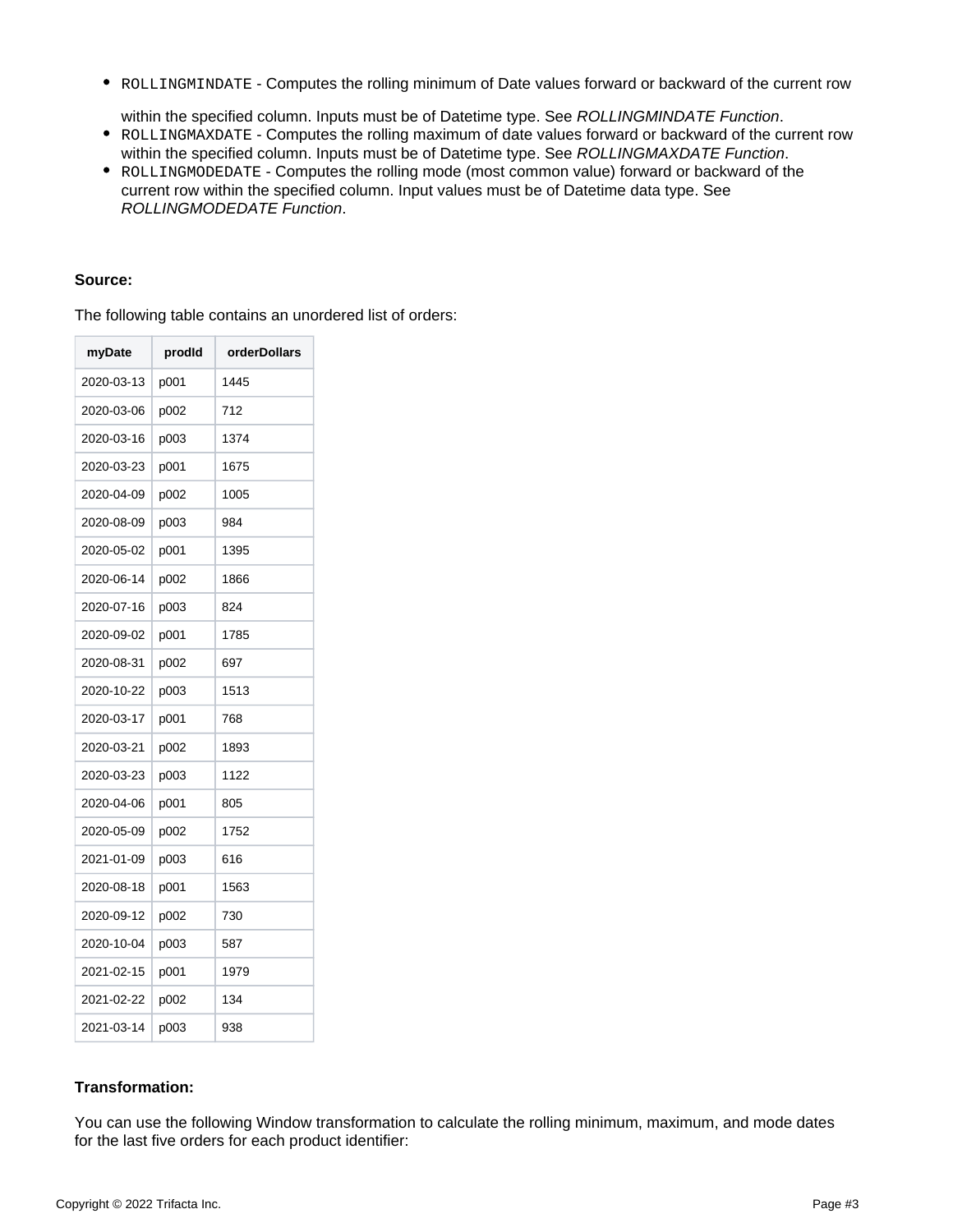- `ROLLINGMINDATE` - Computes the rolling minimum of Date values forward or backward of the current row within the specified column. Inputs must be of Datetime type. See *ROLLINGMINDATE Function*.
- `ROLLINGMAXDATE` - Computes the rolling maximum of date values forward or backward of the current row within the specified column. Inputs must be of Datetime type. See *ROLLINGMAXDATE Function*.
- `ROLLINGMODEDATE` - Computes the rolling mode (most common value) forward or backward of the current row within the specified column. Input values must be of Datetime data type. See *ROLLINGMODEDATE Function*.

**Source:**

The following table contains an unordered list of orders:

| myDate | prodId | orderDollars |
|---|---|---|
| 2020-03-13 | p001 | 1445 |
| 2020-03-06 | p002 | 712 |
| 2020-03-16 | p003 | 1374 |
| 2020-03-23 | p001 | 1675 |
| 2020-04-09 | p002 | 1005 |
| 2020-08-09 | p003 | 984 |
| 2020-05-02 | p001 | 1395 |
| 2020-06-14 | p002 | 1866 |
| 2020-07-16 | p003 | 824 |
| 2020-09-02 | p001 | 1785 |
| 2020-08-31 | p002 | 697 |
| 2020-10-22 | p003 | 1513 |
| 2020-03-17 | p001 | 768 |
| 2020-03-21 | p002 | 1893 |
| 2020-03-23 | p003 | 1122 |
| 2020-04-06 | p001 | 805 |
| 2020-05-09 | p002 | 1752 |
| 2021-01-09 | p003 | 616 |
| 2020-08-18 | p001 | 1563 |
| 2020-09-12 | p002 | 730 |
| 2020-10-04 | p003 | 587 |
| 2021-02-15 | p001 | 1979 |
| 2021-02-22 | p002 | 134 |
| 2021-03-14 | p003 | 938 |

**Transformation:**

You can use the following Window transformation to calculate the rolling minimum, maximum, and mode dates for the last five orders for each product identifier: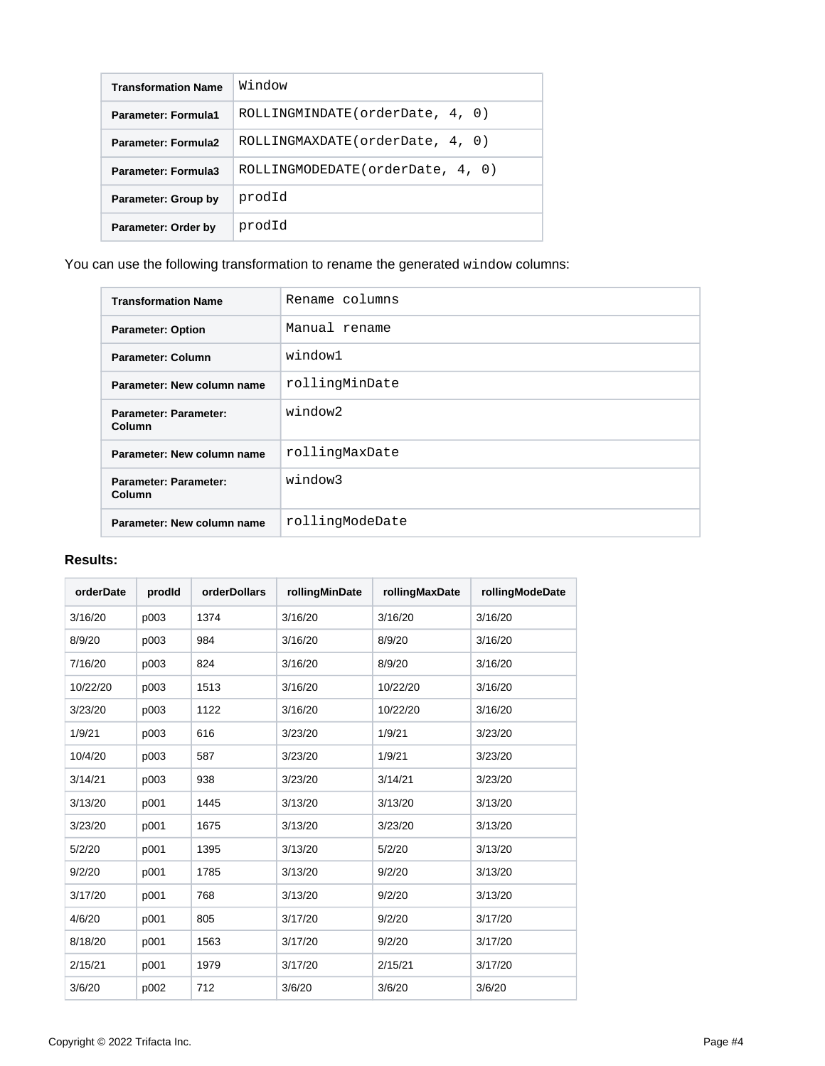| Transformation Name | `Window` |
|---|---|
| Parameter: Formula1 | `ROLLINGMINDATE(orderDate, 4, 0)` |
| Parameter: Formula2 | `ROLLINGMAXDATE(orderDate, 4, 0)` |
| Parameter: Formula3 | `ROLLINGMODEDATE(orderDate, 4, 0)` |
| Parameter: Group by | `prodId` |
| Parameter: Order by | `prodId` |

You can use the following transformation to rename the generated `window` columns:

| Transformation Name | `Rename columns` |
|---|---|
| Parameter: Option | `Manual rename` |
| Parameter: Column | `window1` |
| Parameter: New column name | `rollingMinDate` |
| Parameter: Parameter: Column | `window2` |
| Parameter: New column name | `rollingMaxDate` |
| Parameter: Parameter: Column | `window3` |
| Parameter: New column name | `rollingModeDate` |

**Results:**

| orderDate | prodId | orderDollars | rollingMinDate | rollingMaxDate | rollingModeDate |
|---|---|---|---|---|---|
| 3/16/20 | p003 | 1374 | 3/16/20 | 3/16/20 | 3/16/20 |
| 8/9/20 | p003 | 984 | 3/16/20 | 8/9/20 | 3/16/20 |
| 7/16/20 | p003 | 824 | 3/16/20 | 8/9/20 | 3/16/20 |
| 10/22/20 | p003 | 1513 | 3/16/20 | 10/22/20 | 3/16/20 |
| 3/23/20 | p003 | 1122 | 3/16/20 | 10/22/20 | 3/16/20 |
| 1/9/21 | p003 | 616 | 3/23/20 | 1/9/21 | 3/23/20 |
| 10/4/20 | p003 | 587 | 3/23/20 | 1/9/21 | 3/23/20 |
| 3/14/21 | p003 | 938 | 3/23/20 | 3/14/21 | 3/23/20 |
| 3/13/20 | p001 | 1445 | 3/13/20 | 3/13/20 | 3/13/20 |
| 3/23/20 | p001 | 1675 | 3/13/20 | 3/23/20 | 3/13/20 |
| 5/2/20 | p001 | 1395 | 3/13/20 | 5/2/20 | 3/13/20 |
| 9/2/20 | p001 | 1785 | 3/13/20 | 9/2/20 | 3/13/20 |
| 3/17/20 | p001 | 768 | 3/13/20 | 9/2/20 | 3/13/20 |
| 4/6/20 | p001 | 805 | 3/17/20 | 9/2/20 | 3/17/20 |
| 8/18/20 | p001 | 1563 | 3/17/20 | 9/2/20 | 3/17/20 |
| 2/15/21 | p001 | 1979 | 3/17/20 | 2/15/21 | 3/17/20 |
| 3/6/20 | p002 | 712 | 3/6/20 | 3/6/20 | 3/6/20 |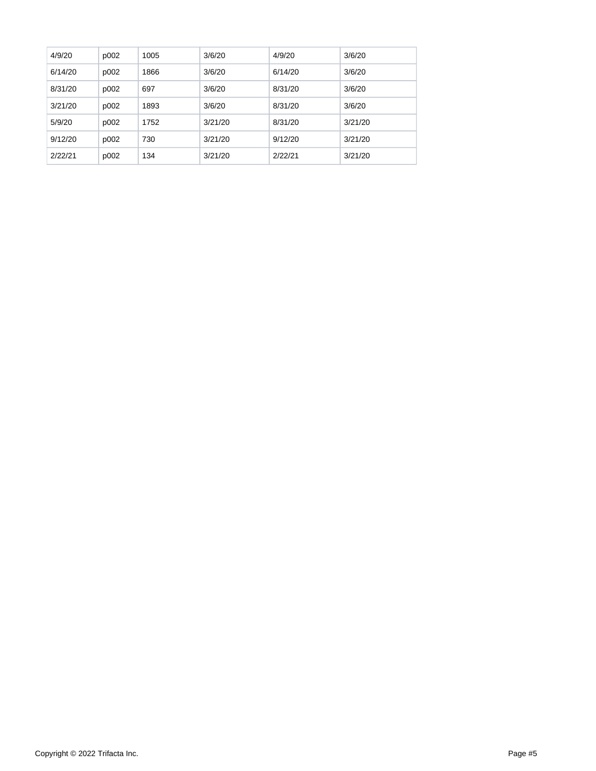| | | | | | |
|---|---|---|---|---|---|
| 4/9/20 | p002 | 1005 | 3/6/20 | 4/9/20 | 3/6/20 |
| 6/14/20 | p002 | 1866 | 3/6/20 | 6/14/20 | 3/6/20 |
| 8/31/20 | p002 | 697 | 3/6/20 | 8/31/20 | 3/6/20 |
| 3/21/20 | p002 | 1893 | 3/6/20 | 8/31/20 | 3/6/20 |
| 5/9/20 | p002 | 1752 | 3/21/20 | 8/31/20 | 3/21/20 |
| 9/12/20 | p002 | 730 | 3/21/20 | 9/12/20 | 3/21/20 |
| 2/22/21 | p002 | 134 | 3/21/20 | 2/22/21 | 3/21/20 |